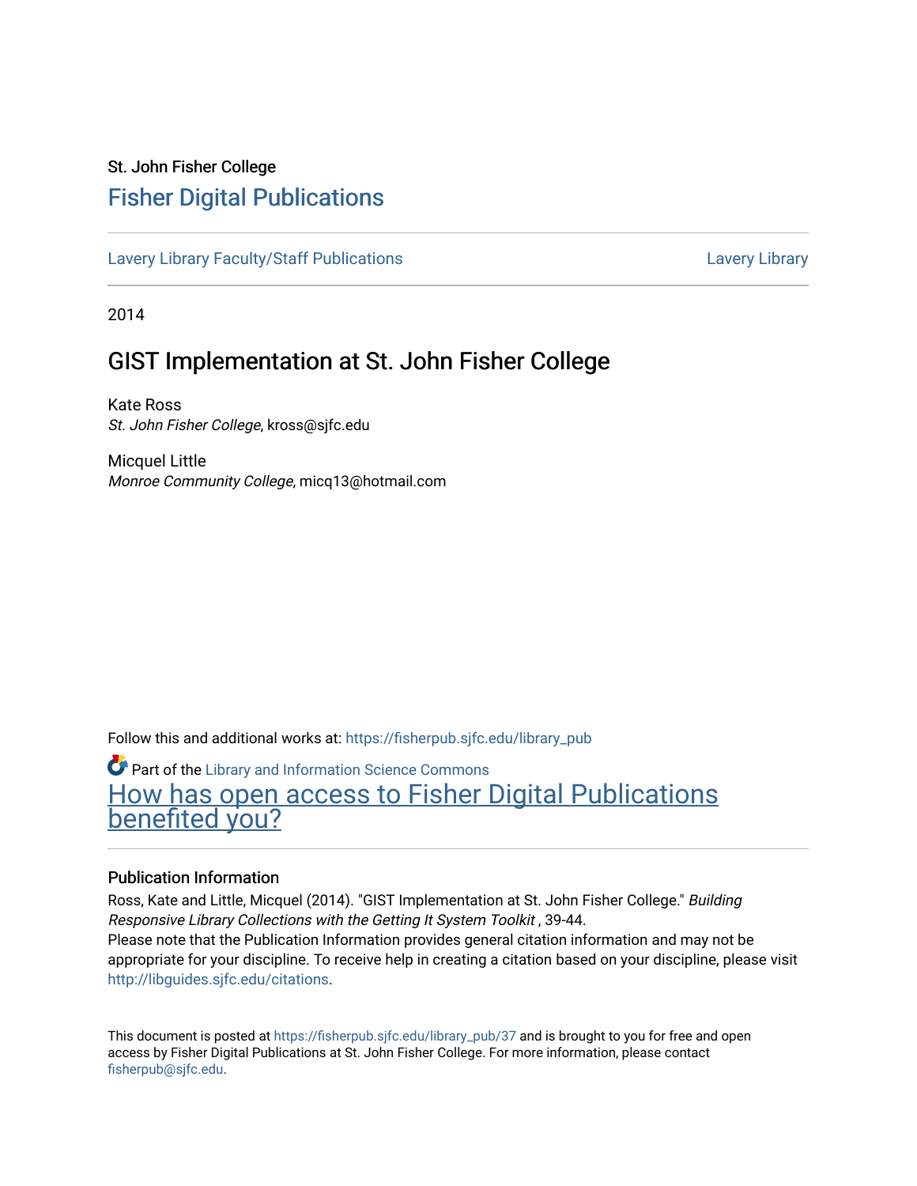St. John Fisher College

# Fisher Digital Publications

Lavery Library Faculty/Staff Publications | Lavery Library

2014

## GIST Implementation at St. John Fisher College

Kate Ross
*St. John Fisher College*, kross@sjfc.edu

Micquel Little
*Monroe Community College*, micq13@hotmail.com

Follow this and additional works at: https://fisherpub.sjfc.edu/library_pub

Part of the Library and Information Science Commons

How has open access to Fisher Digital Publications benefited you?

### Publication Information

Ross, Kate and Little, Micquel (2014). "GIST Implementation at St. John Fisher College." *Building Responsive Library Collections with the Getting It System Toolkit* , 39-44.

Please note that the Publication Information provides general citation information and may not be appropriate for your discipline. To receive help in creating a citation based on your discipline, please visit http://libguides.sjfc.edu/citations.

This document is posted at https://fisherpub.sjfc.edu/library_pub/37 and is brought to you for free and open access by Fisher Digital Publications at St. John Fisher College. For more information, please contact fisherpub@sjfc.edu.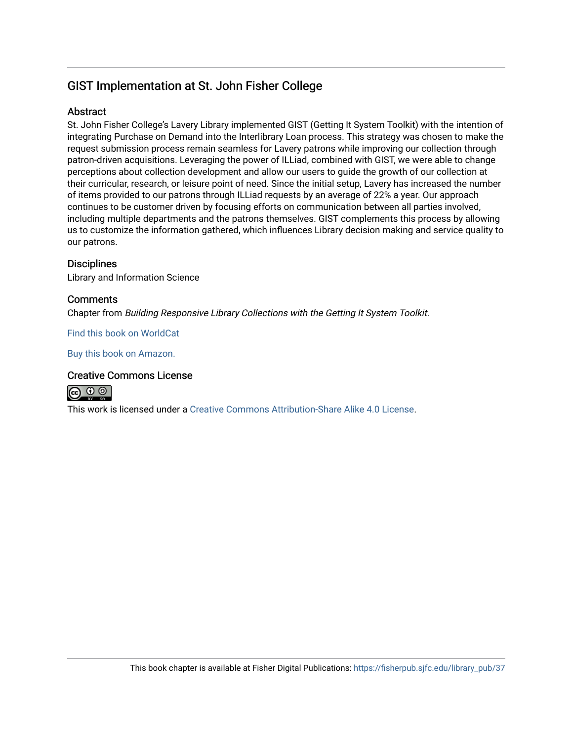## GIST Implementation at St. John Fisher College

### Abstract

St. John Fisher College's Lavery Library implemented GIST (Getting It System Toolkit) with the intention of integrating Purchase on Demand into the Interlibrary Loan process. This strategy was chosen to make the request submission process remain seamless for Lavery patrons while improving our collection through patron-driven acquisitions. Leveraging the power of ILLiad, combined with GIST, we were able to change perceptions about collection development and allow our users to guide the growth of our collection at their curricular, research, or leisure point of need. Since the initial setup, Lavery has increased the number of items provided to our patrons through ILLiad requests by an average of 22% a year. Our approach continues to be customer driven by focusing efforts on communication between all parties involved, including multiple departments and the patrons themselves. GIST complements this process by allowing us to customize the information gathered, which influences Library decision making and service quality to our patrons.

### Disciplines

Library and Information Science

### Comments

Chapter from *Building Responsive Library Collections with the Getting It System Toolkit.*

Find this book on WorldCat

Buy this book on Amazon.

### Creative Commons License

This work is licensed under a Creative Commons Attribution-Share Alike 4.0 License.

This book chapter is available at Fisher Digital Publications: https://fisherpub.sjfc.edu/library_pub/37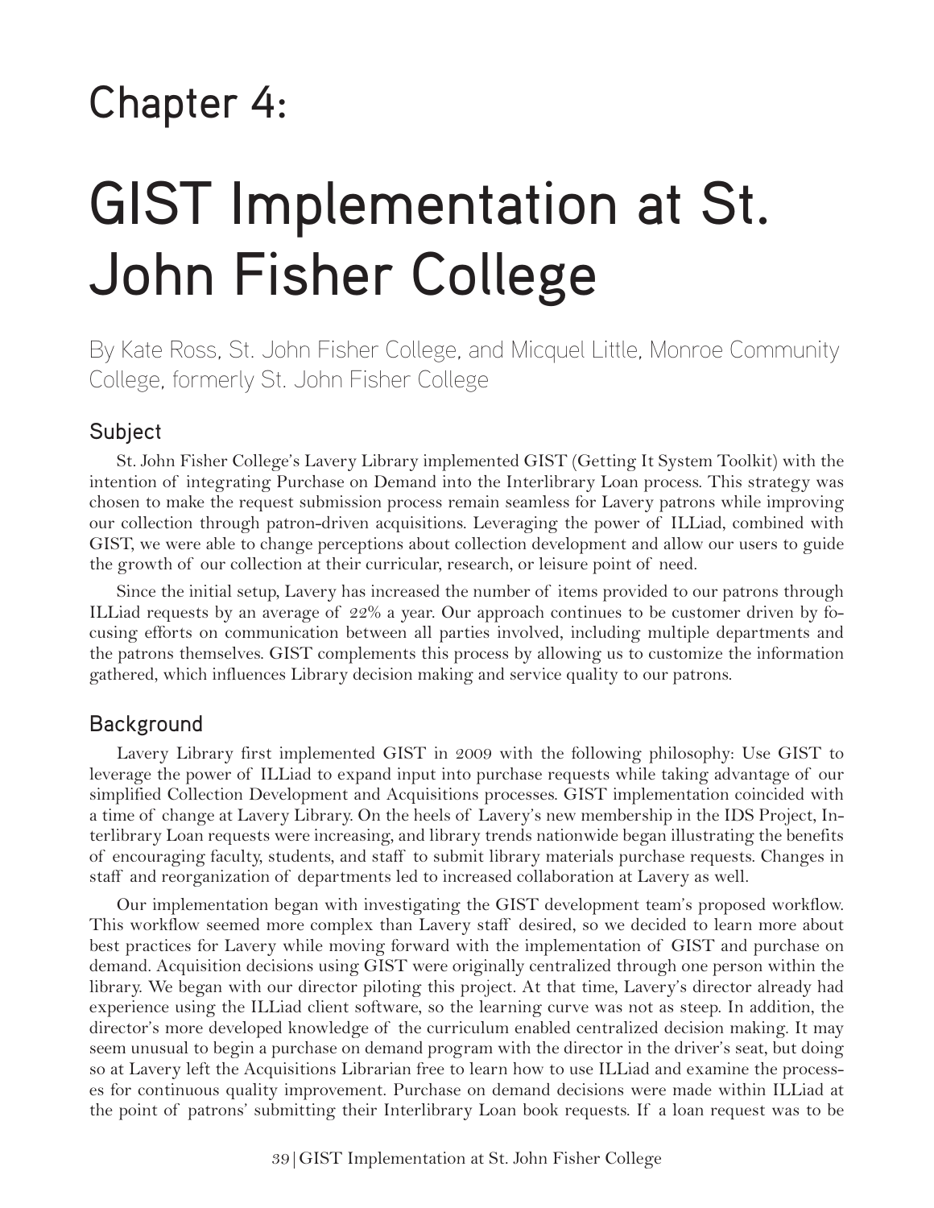# Chapter 4:

# GIST Implementation at St. John Fisher College

By Kate Ross, St. John Fisher College, and Micquel Little, Monroe Community College, formerly St. John Fisher College

## Subject

St. John Fisher College's Lavery Library implemented GIST (Getting It System Toolkit) with the intention of integrating Purchase on Demand into the Interlibrary Loan process. This strategy was chosen to make the request submission process remain seamless for Lavery patrons while improving our collection through patron-driven acquisitions. Leveraging the power of ILLiad, combined with GIST, we were able to change perceptions about collection development and allow our users to guide the growth of our collection at their curricular, research, or leisure point of need.

Since the initial setup, Lavery has increased the number of items provided to our patrons through ILLiad requests by an average of 22% a year. Our approach continues to be customer driven by focusing efforts on communication between all parties involved, including multiple departments and the patrons themselves. GIST complements this process by allowing us to customize the information gathered, which influences Library decision making and service quality to our patrons.

## Background

Lavery Library first implemented GIST in 2009 with the following philosophy: Use GIST to leverage the power of ILLiad to expand input into purchase requests while taking advantage of our simplified Collection Development and Acquisitions processes. GIST implementation coincided with a time of change at Lavery Library. On the heels of Lavery's new membership in the IDS Project, Interlibrary Loan requests were increasing, and library trends nationwide began illustrating the benefits of encouraging faculty, students, and staff to submit library materials purchase requests. Changes in staff and reorganization of departments led to increased collaboration at Lavery as well.

Our implementation began with investigating the GIST development team's proposed workflow. This workflow seemed more complex than Lavery staff desired, so we decided to learn more about best practices for Lavery while moving forward with the implementation of GIST and purchase on demand. Acquisition decisions using GIST were originally centralized through one person within the library. We began with our director piloting this project. At that time, Lavery's director already had experience using the ILLiad client software, so the learning curve was not as steep. In addition, the director's more developed knowledge of the curriculum enabled centralized decision making. It may seem unusual to begin a purchase on demand program with the director in the driver's seat, but doing so at Lavery left the Acquisitions Librarian free to learn how to use ILLiad and examine the processes for continuous quality improvement. Purchase on demand decisions were made within ILLiad at the point of patrons' submitting their Interlibrary Loan book requests. If a loan request was to be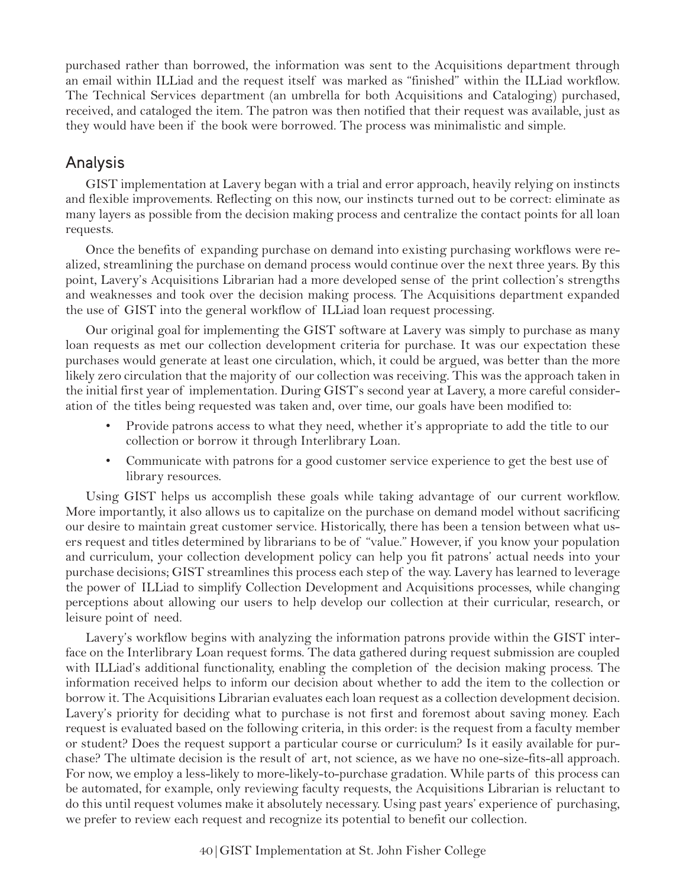purchased rather than borrowed, the information was sent to the Acquisitions department through an email within ILLiad and the request itself was marked as "finished" within the ILLiad workflow. The Technical Services department (an umbrella for both Acquisitions and Cataloging) purchased, received, and cataloged the item. The patron was then notified that their request was available, just as they would have been if the book were borrowed. The process was minimalistic and simple.

## Analysis

GIST implementation at Lavery began with a trial and error approach, heavily relying on instincts and flexible improvements. Reflecting on this now, our instincts turned out to be correct: eliminate as many layers as possible from the decision making process and centralize the contact points for all loan requests.

Once the benefits of expanding purchase on demand into existing purchasing workflows were realized, streamlining the purchase on demand process would continue over the next three years. By this point, Lavery's Acquisitions Librarian had a more developed sense of the print collection's strengths and weaknesses and took over the decision making process. The Acquisitions department expanded the use of GIST into the general workflow of ILLiad loan request processing.

Our original goal for implementing the GIST software at Lavery was simply to purchase as many loan requests as met our collection development criteria for purchase. It was our expectation these purchases would generate at least one circulation, which, it could be argued, was better than the more likely zero circulation that the majority of our collection was receiving. This was the approach taken in the initial first year of implementation. During GIST's second year at Lavery, a more careful consideration of the titles being requested was taken and, over time, our goals have been modified to:

- Provide patrons access to what they need, whether it's appropriate to add the title to our collection or borrow it through Interlibrary Loan.
- Communicate with patrons for a good customer service experience to get the best use of library resources.

Using GIST helps us accomplish these goals while taking advantage of our current workflow. More importantly, it also allows us to capitalize on the purchase on demand model without sacrificing our desire to maintain great customer service. Historically, there has been a tension between what users request and titles determined by librarians to be of "value." However, if you know your population and curriculum, your collection development policy can help you fit patrons' actual needs into your purchase decisions; GIST streamlines this process each step of the way. Lavery has learned to leverage the power of ILLiad to simplify Collection Development and Acquisitions processes, while changing perceptions about allowing our users to help develop our collection at their curricular, research, or leisure point of need.

Lavery's workflow begins with analyzing the information patrons provide within the GIST interface on the Interlibrary Loan request forms. The data gathered during request submission are coupled with ILLiad's additional functionality, enabling the completion of the decision making process. The information received helps to inform our decision about whether to add the item to the collection or borrow it. The Acquisitions Librarian evaluates each loan request as a collection development decision. Lavery's priority for deciding what to purchase is not first and foremost about saving money. Each request is evaluated based on the following criteria, in this order: is the request from a faculty member or student? Does the request support a particular course or curriculum? Is it easily available for purchase? The ultimate decision is the result of art, not science, as we have no one-size-fits-all approach. For now, we employ a less-likely to more-likely-to-purchase gradation. While parts of this process can be automated, for example, only reviewing faculty requests, the Acquisitions Librarian is reluctant to do this until request volumes make it absolutely necessary. Using past years' experience of purchasing, we prefer to review each request and recognize its potential to benefit our collection.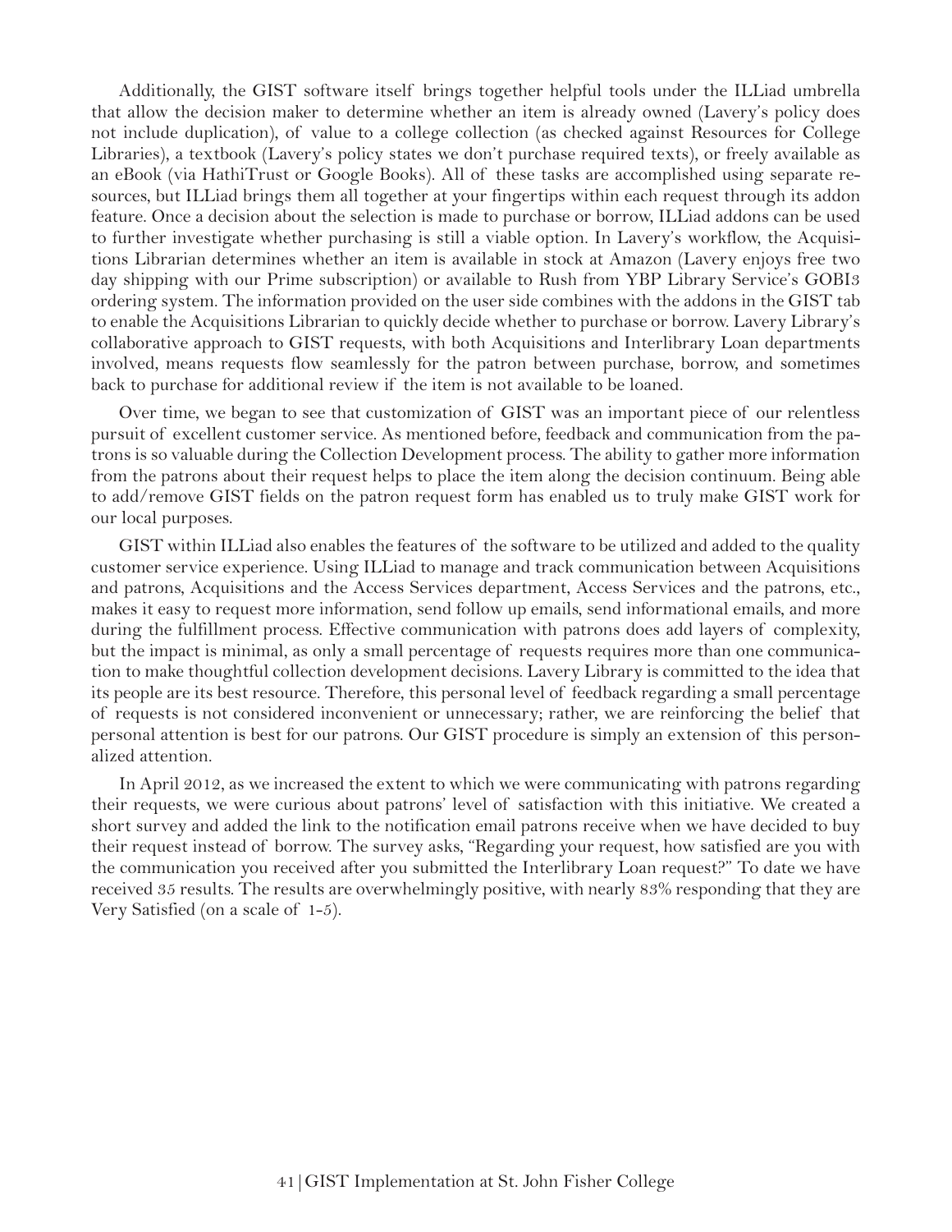Additionally, the GIST software itself brings together helpful tools under the ILLiad umbrella that allow the decision maker to determine whether an item is already owned (Lavery's policy does not include duplication), of value to a college collection (as checked against Resources for College Libraries), a textbook (Lavery's policy states we don't purchase required texts), or freely available as an eBook (via HathiTrust or Google Books). All of these tasks are accomplished using separate resources, but ILLiad brings them all together at your fingertips within each request through its addon feature. Once a decision about the selection is made to purchase or borrow, ILLiad addons can be used to further investigate whether purchasing is still a viable option. In Lavery's workflow, the Acquisitions Librarian determines whether an item is available in stock at Amazon (Lavery enjoys free two day shipping with our Prime subscription) or available to Rush from YBP Library Service's GOBI3 ordering system. The information provided on the user side combines with the addons in the GIST tab to enable the Acquisitions Librarian to quickly decide whether to purchase or borrow. Lavery Library's collaborative approach to GIST requests, with both Acquisitions and Interlibrary Loan departments involved, means requests flow seamlessly for the patron between purchase, borrow, and sometimes back to purchase for additional review if the item is not available to be loaned.

Over time, we began to see that customization of GIST was an important piece of our relentless pursuit of excellent customer service. As mentioned before, feedback and communication from the patrons is so valuable during the Collection Development process. The ability to gather more information from the patrons about their request helps to place the item along the decision continuum. Being able to add/remove GIST fields on the patron request form has enabled us to truly make GIST work for our local purposes.

GIST within ILLiad also enables the features of the software to be utilized and added to the quality customer service experience. Using ILLiad to manage and track communication between Acquisitions and patrons, Acquisitions and the Access Services department, Access Services and the patrons, etc., makes it easy to request more information, send follow up emails, send informational emails, and more during the fulfillment process. Effective communication with patrons does add layers of complexity, but the impact is minimal, as only a small percentage of requests requires more than one communication to make thoughtful collection development decisions. Lavery Library is committed to the idea that its people are its best resource. Therefore, this personal level of feedback regarding a small percentage of requests is not considered inconvenient or unnecessary; rather, we are reinforcing the belief that personal attention is best for our patrons. Our GIST procedure is simply an extension of this personalized attention.

In April 2012, as we increased the extent to which we were communicating with patrons regarding their requests, we were curious about patrons' level of satisfaction with this initiative. We created a short survey and added the link to the notification email patrons receive when we have decided to buy their request instead of borrow. The survey asks, "Regarding your request, how satisfied are you with the communication you received after you submitted the Interlibrary Loan request?" To date we have received 35 results. The results are overwhelmingly positive, with nearly 83% responding that they are Very Satisfied (on a scale of 1-5).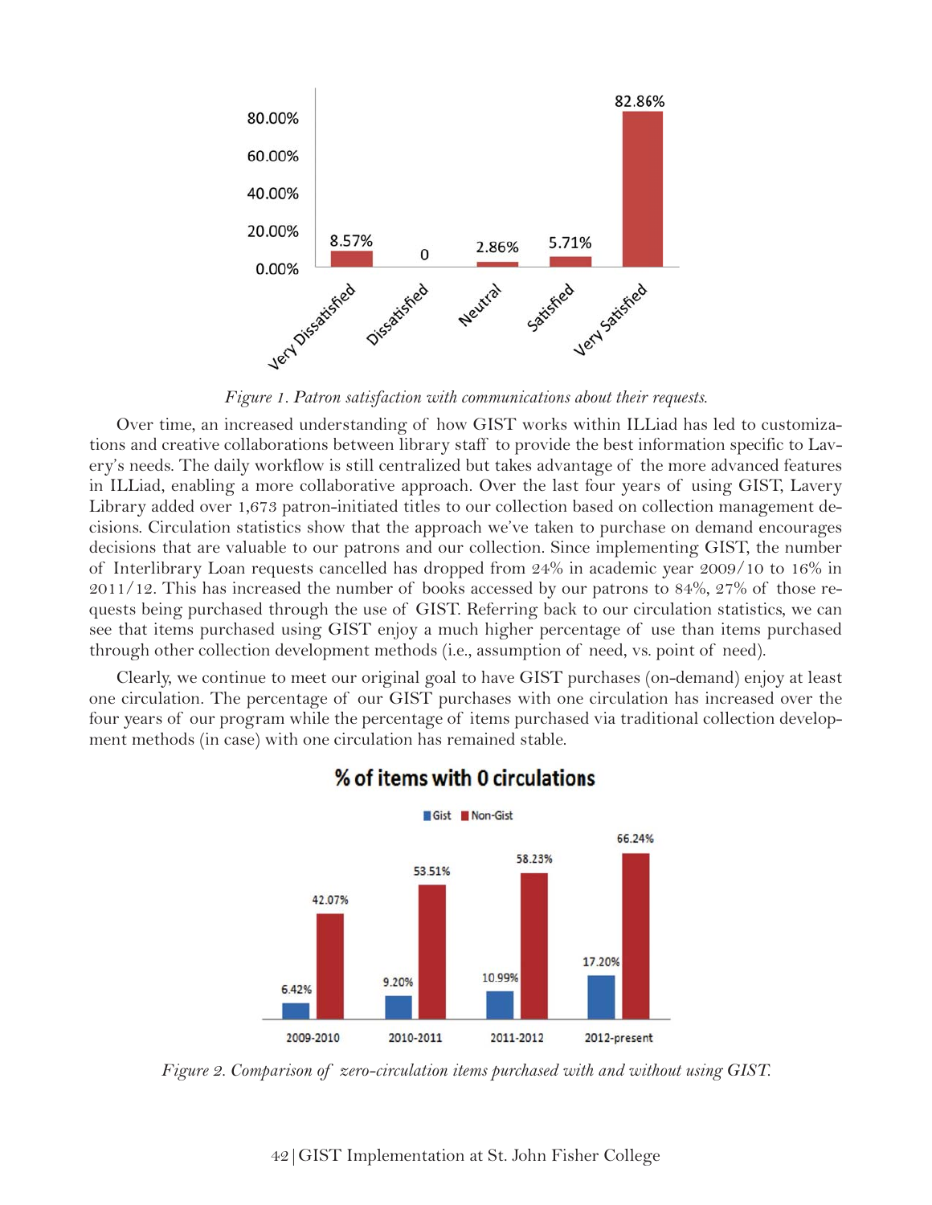*Figure 1. Patron satisfaction with communications about their requests.*

Over time, an increased understanding of how GIST works within ILLiad has led to customizations and creative collaborations between library staff to provide the best information specific to Lavery's needs. The daily workflow is still centralized but takes advantage of the more advanced features in ILLiad, enabling a more collaborative approach. Over the last four years of using GIST, Lavery Library added over 1,673 patron-initiated titles to our collection based on collection management decisions. Circulation statistics show that the approach we've taken to purchase on demand encourages decisions that are valuable to our patrons and our collection. Since implementing GIST, the number of Interlibrary Loan requests cancelled has dropped from 24% in academic year 2009/10 to 16% in 2011/12. This has increased the number of books accessed by our patrons to 84%, 27% of those requests being purchased through the use of GIST. Referring back to our circulation statistics, we can see that items purchased using GIST enjoy a much higher percentage of use than items purchased through other collection development methods (i.e., assumption of need, vs. point of need).

Clearly, we continue to meet our original goal to have GIST purchases (on-demand) enjoy at least one circulation. The percentage of our GIST purchases with one circulation has increased over the four years of our program while the percentage of items purchased via traditional collection development methods (in case) with one circulation has remained stable.

*Figure 2. Comparison of zero-circulation items purchased with and without using GIST.*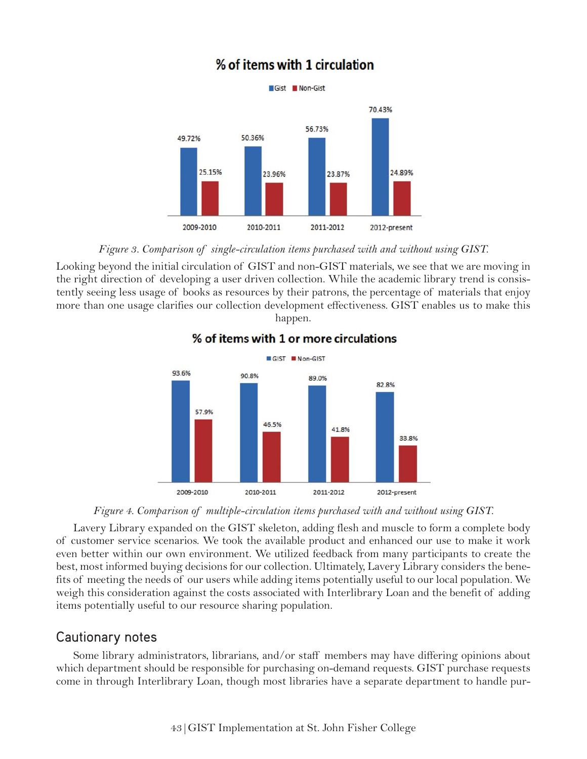**% of items with 1 circulation**

| | 2009-2010 | 2010-2011 | 2011-2012 | 2012-present |
|---|---|---|---|---|
| Gist | 49.72% | 50.36% | 56.73% | 70.43% |
| Non-Gist | 25.15% | 23.96% | 23.87% | 24.89% |

*Figure 3. Comparison of single-circulation items purchased with and without using GIST.*

Looking beyond the initial circulation of GIST and non-GIST materials, we see that we are moving in the right direction of developing a user driven collection. While the academic library trend is consistently seeing less usage of books as resources by their patrons, the percentage of materials that enjoy more than one usage clarifies our collection development effectiveness. GIST enables us to make this happen.

**% of items with 1 or more circulations**

| | 2009-2010 | 2010-2011 | 2011-2012 | 2012-present |
|---|---|---|---|---|
| GIST | 93.6% | 90.8% | 89.0% | 82.8% |
| Non-GIST | 57.9% | 46.5% | 41.8% | 33.8% |

*Figure 4. Comparison of multiple-circulation items purchased with and without using GIST.*

Lavery Library expanded on the GIST skeleton, adding flesh and muscle to form a complete body of customer service scenarios. We took the available product and enhanced our use to make it work even better within our own environment. We utilized feedback from many participants to create the best, most informed buying decisions for our collection. Ultimately, Lavery Library considers the benefits of meeting the needs of our users while adding items potentially useful to our local population. We weigh this consideration against the costs associated with Interlibrary Loan and the benefit of adding items potentially useful to our resource sharing population.

## Cautionary notes

Some library administrators, librarians, and/or staff members may have differing opinions about which department should be responsible for purchasing on-demand requests. GIST purchase requests come in through Interlibrary Loan, though most libraries have a separate department to handle pur-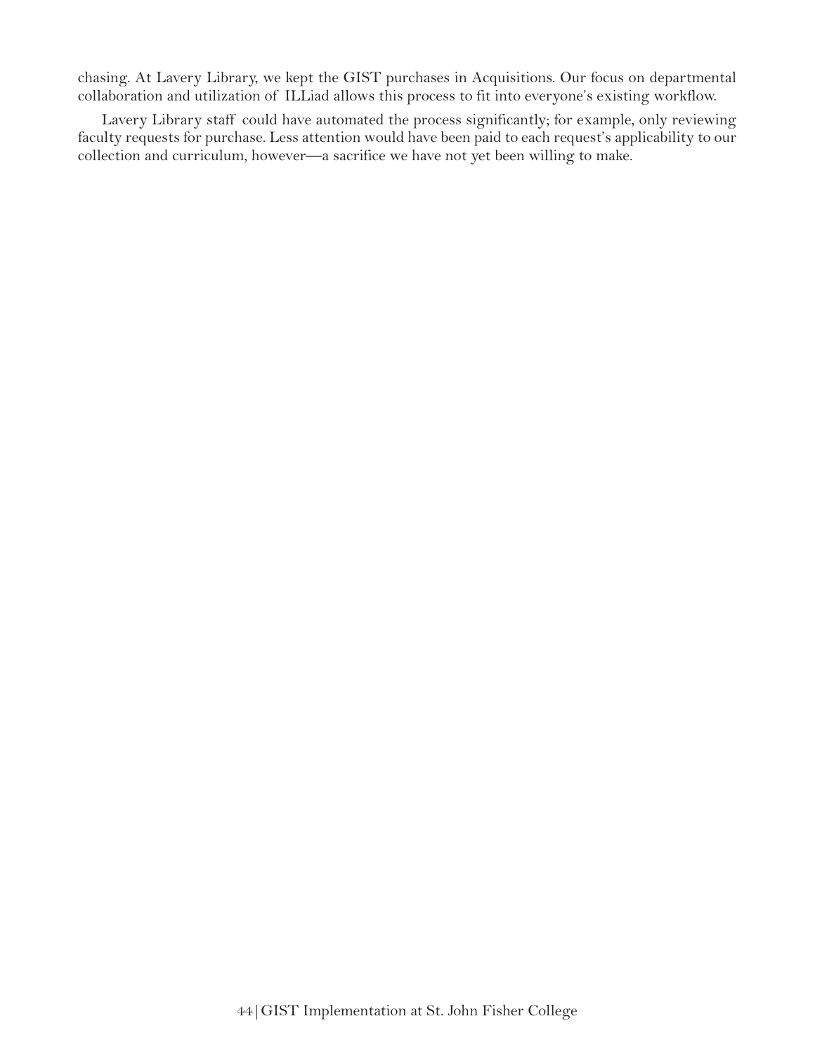chasing. At Lavery Library, we kept the GIST purchases in Acquisitions. Our focus on departmental collaboration and utilization of ILLiad allows this process to fit into everyone's existing workflow.

Lavery Library staff could have automated the process significantly; for example, only reviewing faculty requests for purchase. Less attention would have been paid to each request's applicability to our collection and curriculum, however—a sacrifice we have not yet been willing to make.